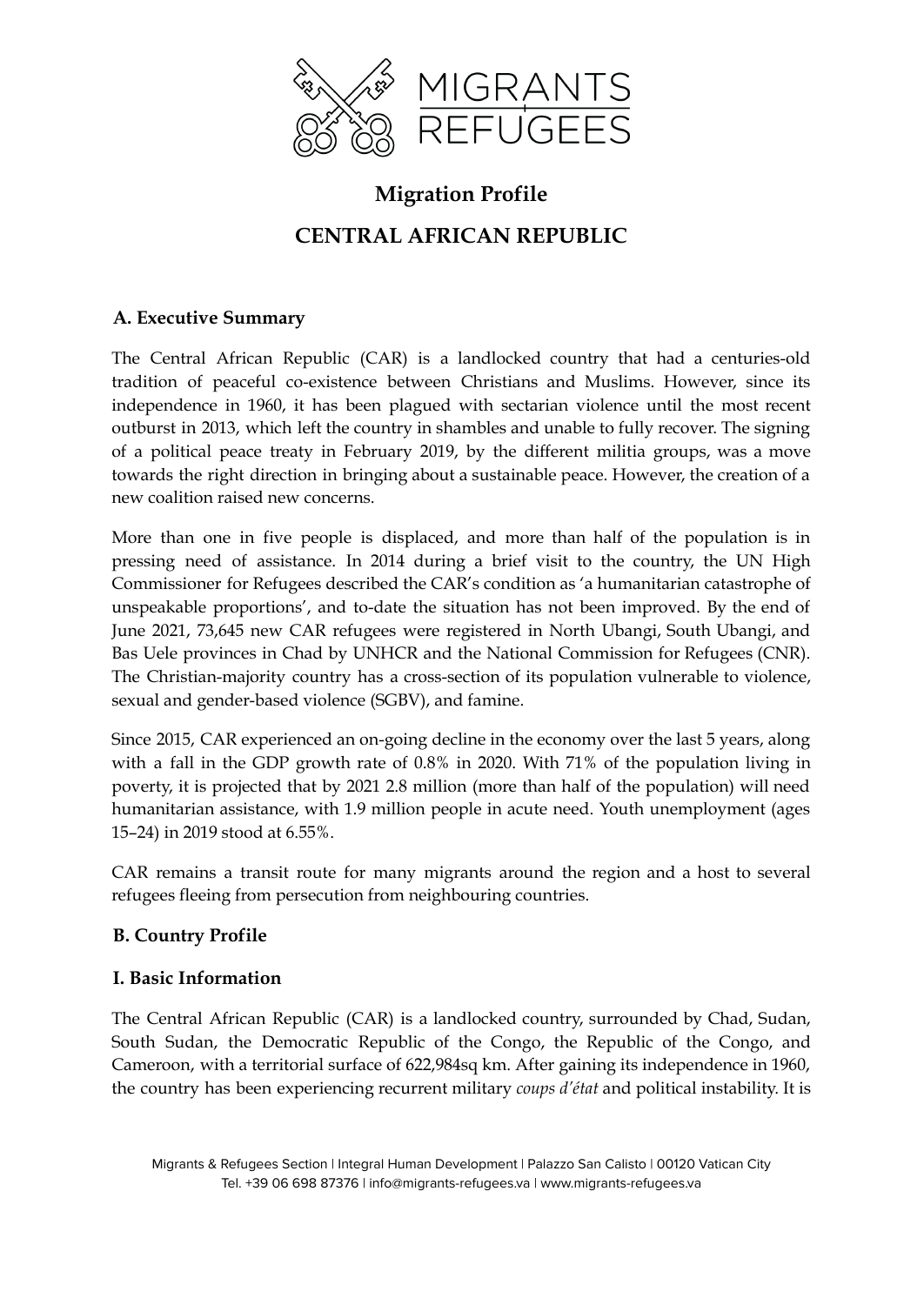# Migration Profile

# CENTRAL AFRICAN REPUBLIC

## A. Executive Summary

The Central African Republic (CAR) is a landlocked country that had a centuries-old tradition of peaceful co-existence between Christians and Muslims. However, since its independence in 1960, it has been plagued with sectarian violence until the most recent outburst in 2013, which left the country in shambles and unable to fully recover. The signing of a political peace treaty in February 2019, by the different militia groups, was a move towards the right direction in bringing about a sustainable peace. However, the creation of a new coalition raised new concerns.

More than one in five people is displaced, and more than half of the population is in pressing need of assistance. In 2014 during a brief visit to the country, the UN High Commissioner for Refugees described the CAR's condition as 'a humanitarian catastrophe of unspeakable proportions', and to-date the situation has not been improved. By the end of June 2021, 73,645 new CAR refugees were registered in North Ubangi, South Ubangi, and Bas Uele provinces in Chad by UNHCR and the National Commission for Refugees (CNR). The Christian-majority country has a cross-section of its population vulnerable to violence, sexual and gender-based violence (SGBV), and famine.

Since 2015, CAR experienced an on-going decline in the economy over the last 5 years, along with a fall in the GDP growth rate of 0.8% in 2020. With 71% of the population living in poverty, it is projected that by 2021 2.8 million (more than half of the population) will need humanitarian assistance, with 1.9 million people in acute need. Youth unemployment (ages 15–24) in 2019 stood at 6.55%.

CAR remains a transit route for many migrants around the region and a host to several refugees fleeing from persecution from neighbouring countries.

## B. Country Profile

### I. Basic Information

The Central African Republic (CAR) is a landlocked country, surrounded by Chad, Sudan, South Sudan, the Democratic Republic of the Congo, the Republic of the Congo, and Cameroon, with a territorial surface of 622,984sq km. After gaining its independence in 1960, the country has been experiencing recurrent military *coups d'état* and political instability. It is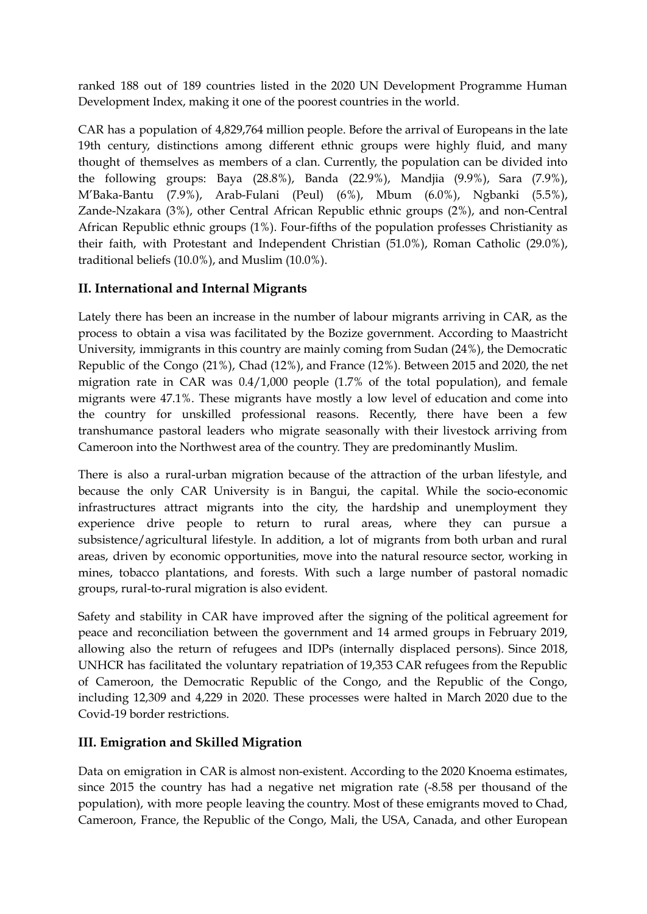ranked 188 out of 189 countries listed in the 2020 UN Development Programme Human Development Index, making it one of the poorest countries in the world.

CAR has a population of 4,829,764 million people. Before the arrival of Europeans in the late 19th century, distinctions among different ethnic groups were highly fluid, and many thought of themselves as members of a clan. Currently, the population can be divided into the following groups: Baya (28.8%), Banda (22.9%), Mandjia (9.9%), Sara (7.9%), M'Baka-Bantu (7.9%), Arab-Fulani (Peul) (6%), Mbum (6.0%), Ngbanki (5.5%), Zande-Nzakara (3%), other Central African Republic ethnic groups (2%), and non-Central African Republic ethnic groups (1%). Four-fifths of the population professes Christianity as their faith, with Protestant and Independent Christian (51.0%), Roman Catholic (29.0%), traditional beliefs (10.0%), and Muslim (10.0%).

## II. International and Internal Migrants

Lately there has been an increase in the number of labour migrants arriving in CAR, as the process to obtain a visa was facilitated by the Bozize government. According to Maastricht University, immigrants in this country are mainly coming from Sudan (24%), the Democratic Republic of the Congo (21%), Chad (12%), and France (12%). Between 2015 and 2020, the net migration rate in CAR was 0.4/1,000 people (1.7% of the total population), and female migrants were 47.1%. These migrants have mostly a low level of education and come into the country for unskilled professional reasons. Recently, there have been a few transhumance pastoral leaders who migrate seasonally with their livestock arriving from Cameroon into the Northwest area of the country. They are predominantly Muslim.

There is also a rural-urban migration because of the attraction of the urban lifestyle, and because the only CAR University is in Bangui, the capital. While the socio-economic infrastructures attract migrants into the city, the hardship and unemployment they experience drive people to return to rural areas, where they can pursue a subsistence/agricultural lifestyle. In addition, a lot of migrants from both urban and rural areas, driven by economic opportunities, move into the natural resource sector, working in mines, tobacco plantations, and forests. With such a large number of pastoral nomadic groups, rural-to-rural migration is also evident.

Safety and stability in CAR have improved after the signing of the political agreement for peace and reconciliation between the government and 14 armed groups in February 2019, allowing also the return of refugees and IDPs (internally displaced persons). Since 2018, UNHCR has facilitated the voluntary repatriation of 19,353 CAR refugees from the Republic of Cameroon, the Democratic Republic of the Congo, and the Republic of the Congo, including 12,309 and 4,229 in 2020. These processes were halted in March 2020 due to the Covid-19 border restrictions.

## III. Emigration and Skilled Migration

Data on emigration in CAR is almost non-existent. According to the 2020 Knoema estimates, since 2015 the country has had a negative net migration rate (-8.58 per thousand of the population), with more people leaving the country. Most of these emigrants moved to Chad, Cameroon, France, the Republic of the Congo, Mali, the USA, Canada, and other European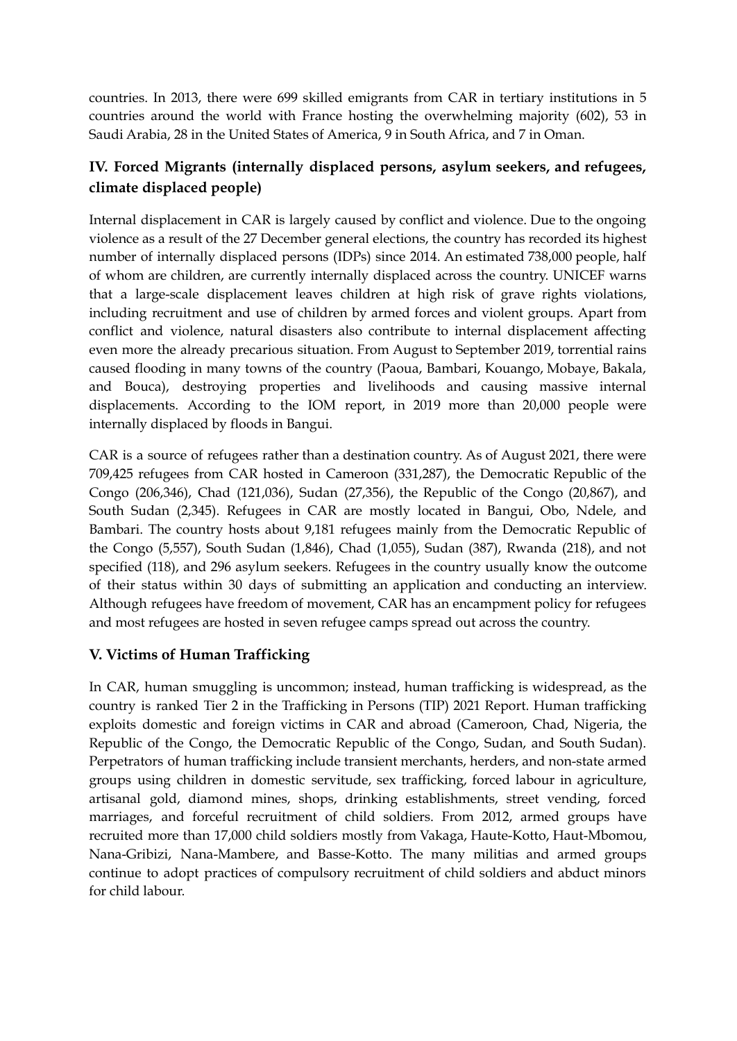countries. In 2013, there were 699 skilled emigrants from CAR in tertiary institutions in 5 countries around the world with France hosting the overwhelming majority (602), 53 in Saudi Arabia, 28 in the United States of America, 9 in South Africa, and 7 in Oman.

## IV. Forced Migrants (internally displaced persons, asylum seekers, and refugees, climate displaced people)

Internal displacement in CAR is largely caused by conflict and violence. Due to the ongoing violence as a result of the 27 December general elections, the country has recorded its highest number of internally displaced persons (IDPs) since 2014. An estimated 738,000 people, half of whom are children, are currently internally displaced across the country. UNICEF warns that a large-scale displacement leaves children at high risk of grave rights violations, including recruitment and use of children by armed forces and violent groups. Apart from conflict and violence, natural disasters also contribute to internal displacement affecting even more the already precarious situation. From August to September 2019, torrential rains caused flooding in many towns of the country (Paoua, Bambari, Kouango, Mobaye, Bakala, and Bouca), destroying properties and livelihoods and causing massive internal displacements. According to the IOM report, in 2019 more than 20,000 people were internally displaced by floods in Bangui.

CAR is a source of refugees rather than a destination country. As of August 2021, there were 709,425 refugees from CAR hosted in Cameroon (331,287), the Democratic Republic of the Congo (206,346), Chad (121,036), Sudan (27,356), the Republic of the Congo (20,867), and South Sudan (2,345). Refugees in CAR are mostly located in Bangui, Obo, Ndele, and Bambari. The country hosts about 9,181 refugees mainly from the Democratic Republic of the Congo (5,557), South Sudan (1,846), Chad (1,055), Sudan (387), Rwanda (218), and not specified (118), and 296 asylum seekers. Refugees in the country usually know the outcome of their status within 30 days of submitting an application and conducting an interview. Although refugees have freedom of movement, CAR has an encampment policy for refugees and most refugees are hosted in seven refugee camps spread out across the country.

## V. Victims of Human Trafficking

In CAR, human smuggling is uncommon; instead, human trafficking is widespread, as the country is ranked Tier 2 in the Trafficking in Persons (TIP) 2021 Report. Human trafficking exploits domestic and foreign victims in CAR and abroad (Cameroon, Chad, Nigeria, the Republic of the Congo, the Democratic Republic of the Congo, Sudan, and South Sudan). Perpetrators of human trafficking include transient merchants, herders, and non-state armed groups using children in domestic servitude, sex trafficking, forced labour in agriculture, artisanal gold, diamond mines, shops, drinking establishments, street vending, forced marriages, and forceful recruitment of child soldiers. From 2012, armed groups have recruited more than 17,000 child soldiers mostly from Vakaga, Haute-Kotto, Haut-Mbomou, Nana-Gribizi, Nana-Mambere, and Basse-Kotto. The many militias and armed groups continue to adopt practices of compulsory recruitment of child soldiers and abduct minors for child labour.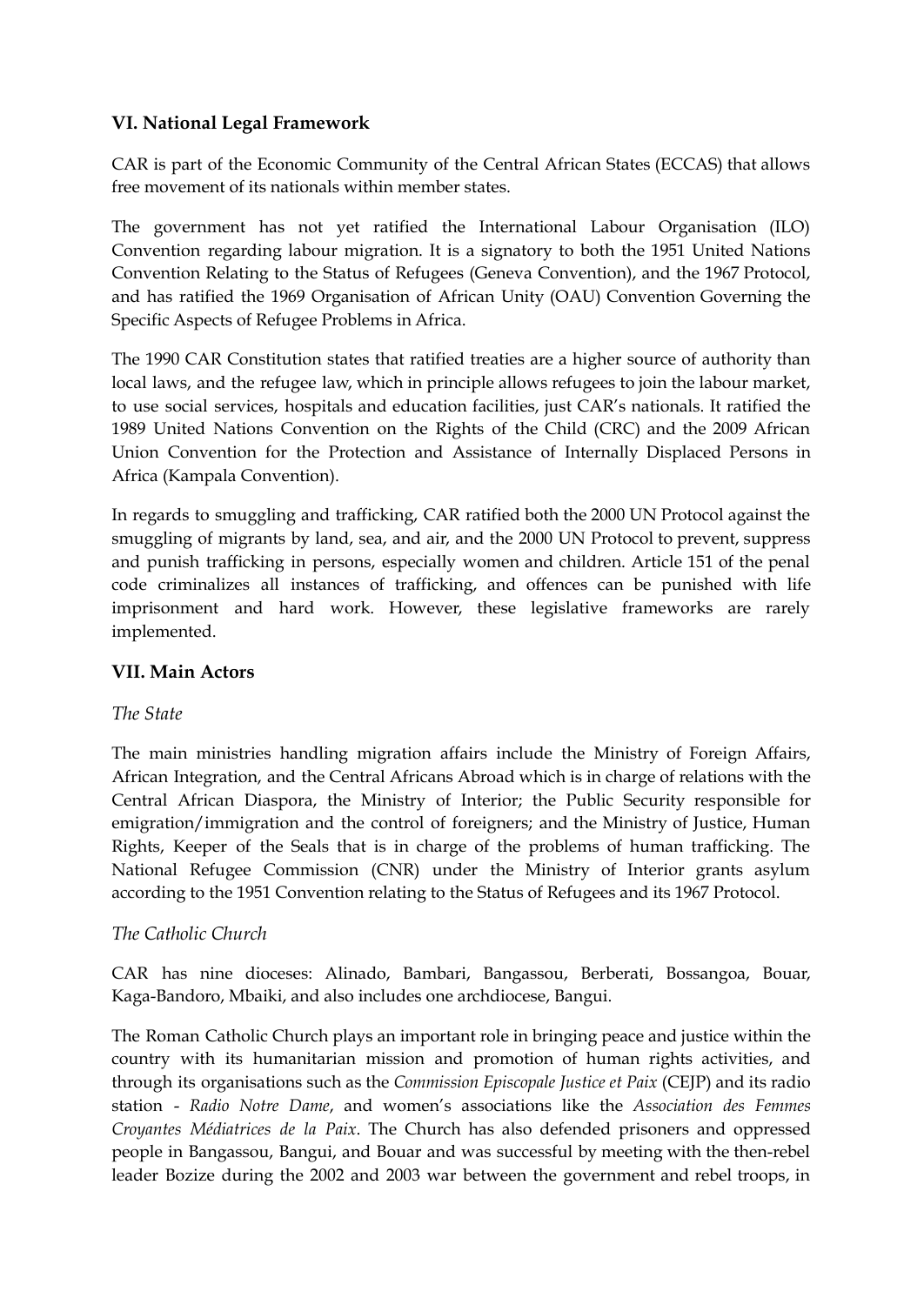## VI. National Legal Framework

CAR is part of the Economic Community of the Central African States (ECCAS) that allows free movement of its nationals within member states.

The government has not yet ratified the International Labour Organisation (ILO) Convention regarding labour migration. It is a signatory to both the 1951 United Nations Convention Relating to the Status of Refugees (Geneva Convention), and the 1967 Protocol, and has ratified the 1969 Organisation of African Unity (OAU) Convention Governing the Specific Aspects of Refugee Problems in Africa.

The 1990 CAR Constitution states that ratified treaties are a higher source of authority than local laws, and the refugee law, which in principle allows refugees to join the labour market, to use social services, hospitals and education facilities, just CAR's nationals. It ratified the 1989 United Nations Convention on the Rights of the Child (CRC) and the 2009 African Union Convention for the Protection and Assistance of Internally Displaced Persons in Africa (Kampala Convention).

In regards to smuggling and trafficking, CAR ratified both the 2000 UN Protocol against the smuggling of migrants by land, sea, and air, and the 2000 UN Protocol to prevent, suppress and punish trafficking in persons, especially women and children. Article 151 of the penal code criminalizes all instances of trafficking, and offences can be punished with life imprisonment and hard work. However, these legislative frameworks are rarely implemented.

## VII. Main Actors

*The State*

The main ministries handling migration affairs include the Ministry of Foreign Affairs, African Integration, and the Central Africans Abroad which is in charge of relations with the Central African Diaspora, the Ministry of Interior; the Public Security responsible for emigration/immigration and the control of foreigners; and the Ministry of Justice, Human Rights, Keeper of the Seals that is in charge of the problems of human trafficking. The National Refugee Commission (CNR) under the Ministry of Interior grants asylum according to the 1951 Convention relating to the Status of Refugees and its 1967 Protocol.

*The Catholic Church*

CAR has nine dioceses: Alinado, Bambari, Bangassou, Berberati, Bossangoa, Bouar, Kaga-Bandoro, Mbaiki, and also includes one archdiocese, Bangui.

The Roman Catholic Church plays an important role in bringing peace and justice within the country with its humanitarian mission and promotion of human rights activities, and through its organisations such as the *Commission Episcopale Justice et Paix* (CEJP) and its radio station - *Radio Notre Dame*, and women's associations like the *Association des Femmes Croyantes Médiatrices de la Paix*. The Church has also defended prisoners and oppressed people in Bangassou, Bangui, and Bouar and was successful by meeting with the then-rebel leader Bozize during the 2002 and 2003 war between the government and rebel troops, in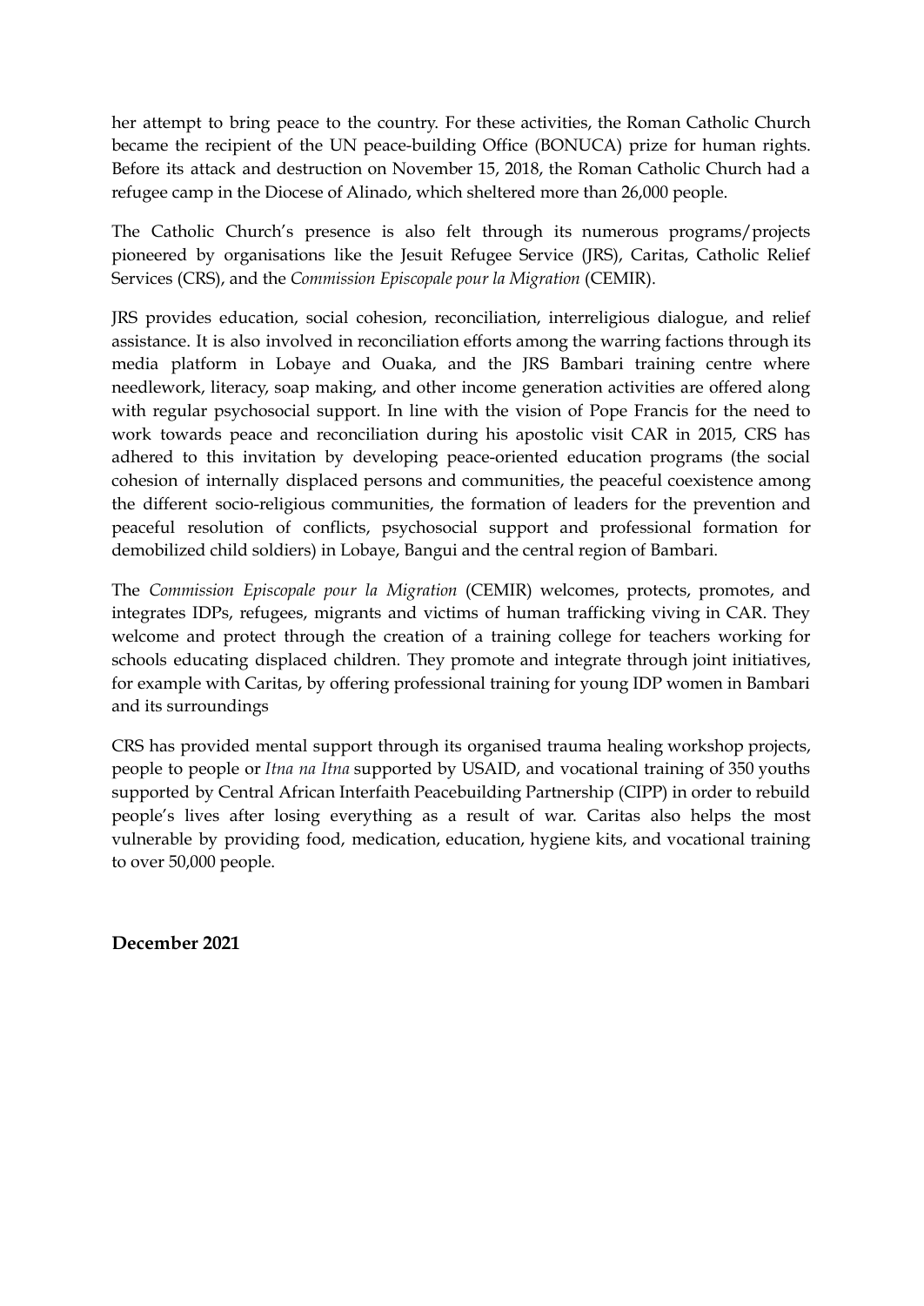her attempt to bring peace to the country. For these activities, the Roman Catholic Church became the recipient of the UN peace-building Office (BONUCA) prize for human rights. Before its attack and destruction on November 15, 2018, the Roman Catholic Church had a refugee camp in the Diocese of Alinado, which sheltered more than 26,000 people.

The Catholic Church's presence is also felt through its numerous programs/projects pioneered by organisations like the Jesuit Refugee Service (JRS), Caritas, Catholic Relief Services (CRS), and the *Commission Episcopale pour la Migration* (CEMIR).

JRS provides education, social cohesion, reconciliation, interreligious dialogue, and relief assistance. It is also involved in reconciliation efforts among the warring factions through its media platform in Lobaye and Ouaka, and the JRS Bambari training centre where needlework, literacy, soap making, and other income generation activities are offered along with regular psychosocial support. In line with the vision of Pope Francis for the need to work towards peace and reconciliation during his apostolic visit CAR in 2015, CRS has adhered to this invitation by developing peace-oriented education programs (the social cohesion of internally displaced persons and communities, the peaceful coexistence among the different socio-religious communities, the formation of leaders for the prevention and peaceful resolution of conflicts, psychosocial support and professional formation for demobilized child soldiers) in Lobaye, Bangui and the central region of Bambari.

The *Commission Episcopale pour la Migration* (CEMIR) welcomes, protects, promotes, and integrates IDPs, refugees, migrants and victims of human trafficking viving in CAR. They welcome and protect through the creation of a training college for teachers working for schools educating displaced children. They promote and integrate through joint initiatives, for example with Caritas, by offering professional training for young IDP women in Bambari and its surroundings

CRS has provided mental support through its organised trauma healing workshop projects, people to people or *Itna na Itna* supported by USAID, and vocational training of 350 youths supported by Central African Interfaith Peacebuilding Partnership (CIPP) in order to rebuild people's lives after losing everything as a result of war. Caritas also helps the most vulnerable by providing food, medication, education, hygiene kits, and vocational training to over 50,000 people.

**December 2021**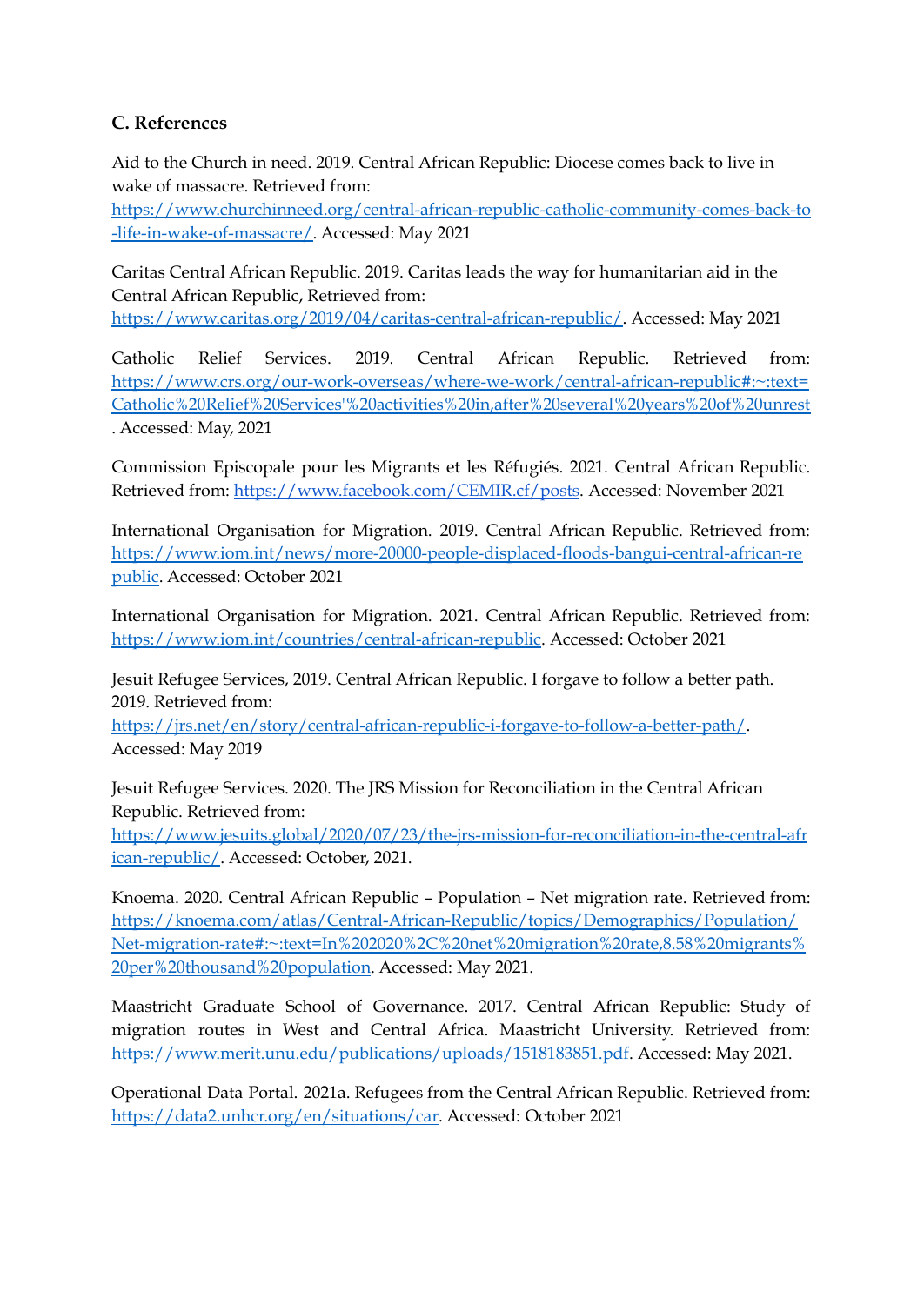### C. References

Aid to the Church in need. 2019. Central African Republic: Diocese comes back to live in wake of massacre. Retrieved from: https://www.churchinneed.org/central-african-republic-catholic-community-comes-back-to-life-in-wake-of-massacre/. Accessed: May 2021

Caritas Central African Republic. 2019. Caritas leads the way for humanitarian aid in the Central African Republic, Retrieved from: https://www.caritas.org/2019/04/caritas-central-african-republic/. Accessed: May 2021

Catholic Relief Services. 2019. Central African Republic. Retrieved from: https://www.crs.org/our-work-overseas/where-we-work/central-african-republic#:~:text=Catholic%20Relief%20Services'%20activities%20in,after%20several%20years%20of%20unrest. Accessed: May, 2021

Commission Episcopale pour les Migrants et les Réfugiés. 2021. Central African Republic. Retrieved from: https://www.facebook.com/CEMIR.cf/posts. Accessed: November 2021

International Organisation for Migration. 2019. Central African Republic. Retrieved from: https://www.iom.int/news/more-20000-people-displaced-floods-bangui-central-african-republic. Accessed: October 2021

International Organisation for Migration. 2021. Central African Republic. Retrieved from: https://www.iom.int/countries/central-african-republic. Accessed: October 2021

Jesuit Refugee Services, 2019. Central African Republic. I forgave to follow a better path. 2019. Retrieved from: https://jrs.net/en/story/central-african-republic-i-forgave-to-follow-a-better-path/. Accessed: May 2019

Jesuit Refugee Services. 2020. The JRS Mission for Reconciliation in the Central African Republic. Retrieved from: https://www.jesuits.global/2020/07/23/the-jrs-mission-for-reconciliation-in-the-central-african-republic/. Accessed: October, 2021.

Knoema. 2020. Central African Republic – Population – Net migration rate. Retrieved from: https://knoema.com/atlas/Central-African-Republic/topics/Demographics/Population/Net-migration-rate#:~:text=In%202020%2C%20net%20migration%20rate,8.58%20migrants%20per%20thousand%20population. Accessed: May 2021.

Maastricht Graduate School of Governance. 2017. Central African Republic: Study of migration routes in West and Central Africa. Maastricht University. Retrieved from: https://www.merit.unu.edu/publications/uploads/1518183851.pdf. Accessed: May 2021.

Operational Data Portal. 2021a. Refugees from the Central African Republic. Retrieved from: https://data2.unhcr.org/en/situations/car. Accessed: October 2021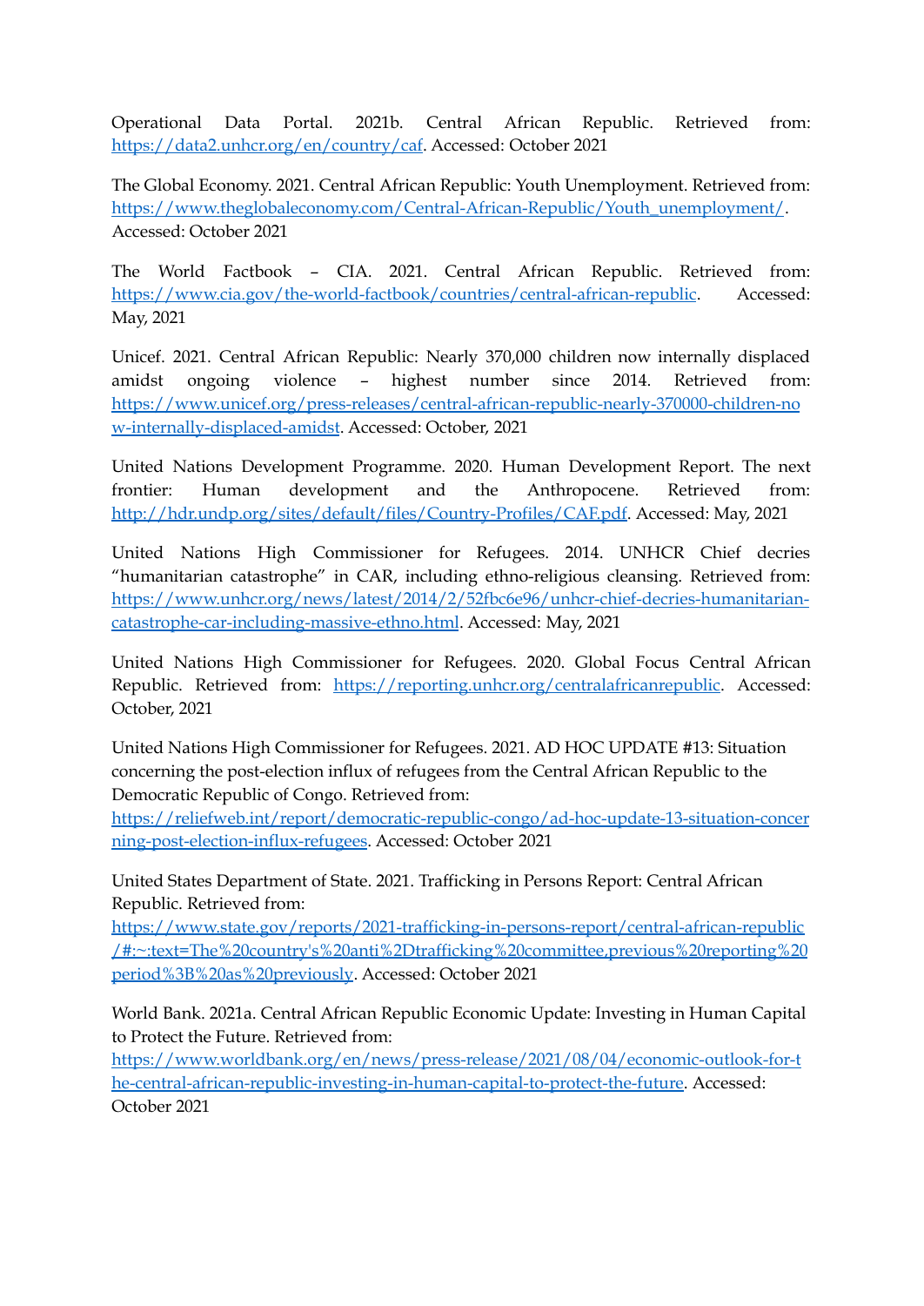Operational Data Portal. 2021b. Central African Republic. Retrieved from: https://data2.unhcr.org/en/country/caf. Accessed: October 2021

The Global Economy. 2021. Central African Republic: Youth Unemployment. Retrieved from: https://www.theglobaleconomy.com/Central-African-Republic/Youth_unemployment/. Accessed: October 2021

The World Factbook – CIA. 2021. Central African Republic. Retrieved from: https://www.cia.gov/the-world-factbook/countries/central-african-republic. Accessed: May, 2021

Unicef. 2021. Central African Republic: Nearly 370,000 children now internally displaced amidst ongoing violence – highest number since 2014. Retrieved from: https://www.unicef.org/press-releases/central-african-republic-nearly-370000-children-now-internally-displaced-amidst. Accessed: October, 2021

United Nations Development Programme. 2020. Human Development Report. The next frontier: Human development and the Anthropocene. Retrieved from: http://hdr.undp.org/sites/default/files/Country-Profiles/CAF.pdf. Accessed: May, 2021

United Nations High Commissioner for Refugees. 2014. UNHCR Chief decries "humanitarian catastrophe" in CAR, including ethno-religious cleansing. Retrieved from: https://www.unhcr.org/news/latest/2014/2/52fbc6e96/unhcr-chief-decries-humanitarian-catastrophe-car-including-massive-ethno.html. Accessed: May, 2021

United Nations High Commissioner for Refugees. 2020. Global Focus Central African Republic. Retrieved from: https://reporting.unhcr.org/centralafricanrepublic. Accessed: October, 2021

United Nations High Commissioner for Refugees. 2021. AD HOC UPDATE #13: Situation concerning the post-election influx of refugees from the Central African Republic to the Democratic Republic of Congo. Retrieved from: https://reliefweb.int/report/democratic-republic-congo/ad-hoc-update-13-situation-concerning-post-election-influx-refugees. Accessed: October 2021

United States Department of State. 2021. Trafficking in Persons Report: Central African Republic. Retrieved from: https://www.state.gov/reports/2021-trafficking-in-persons-report/central-african-republic/#:~:text=The%20country's%20anti%2Dtrafficking%20committee,previous%20reporting%20period%3B%20as%20previously. Accessed: October 2021

World Bank. 2021a. Central African Republic Economic Update: Investing in Human Capital to Protect the Future. Retrieved from: https://www.worldbank.org/en/news/press-release/2021/08/04/economic-outlook-for-the-central-african-republic-investing-in-human-capital-to-protect-the-future. Accessed: October 2021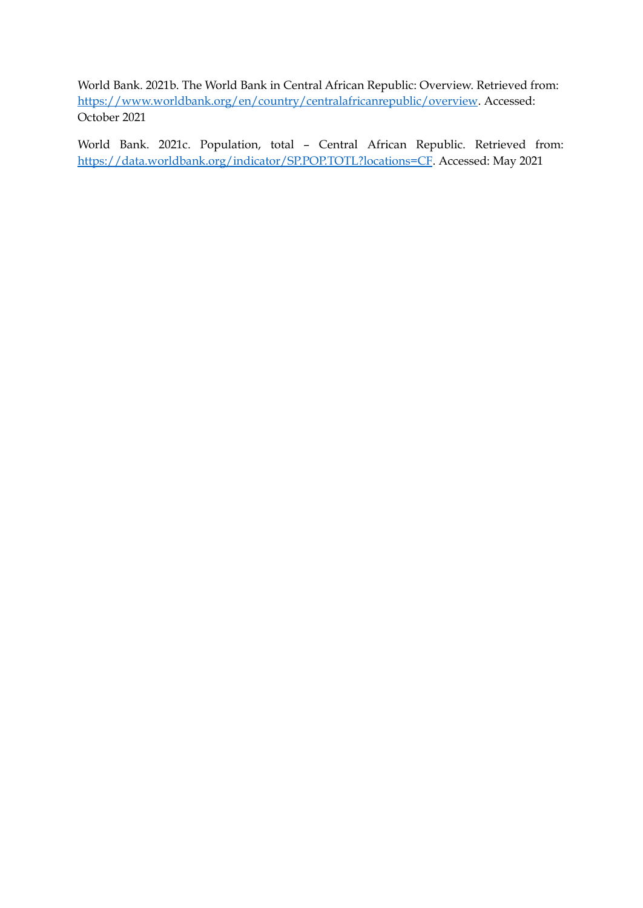World Bank. 2021b. The World Bank in Central African Republic: Overview. Retrieved from: [https://www.worldbank.org/en/country/centralafricanrepublic/overview](https://www.worldbank.org/en/country/centralafricanrepublic/overview). Accessed: October 2021

World Bank. 2021c. Population, total – Central African Republic. Retrieved from: [https://data.worldbank.org/indicator/SP.POP.TOTL?locations=CF](https://data.worldbank.org/indicator/SP.POP.TOTL?locations=CF). Accessed: May 2021